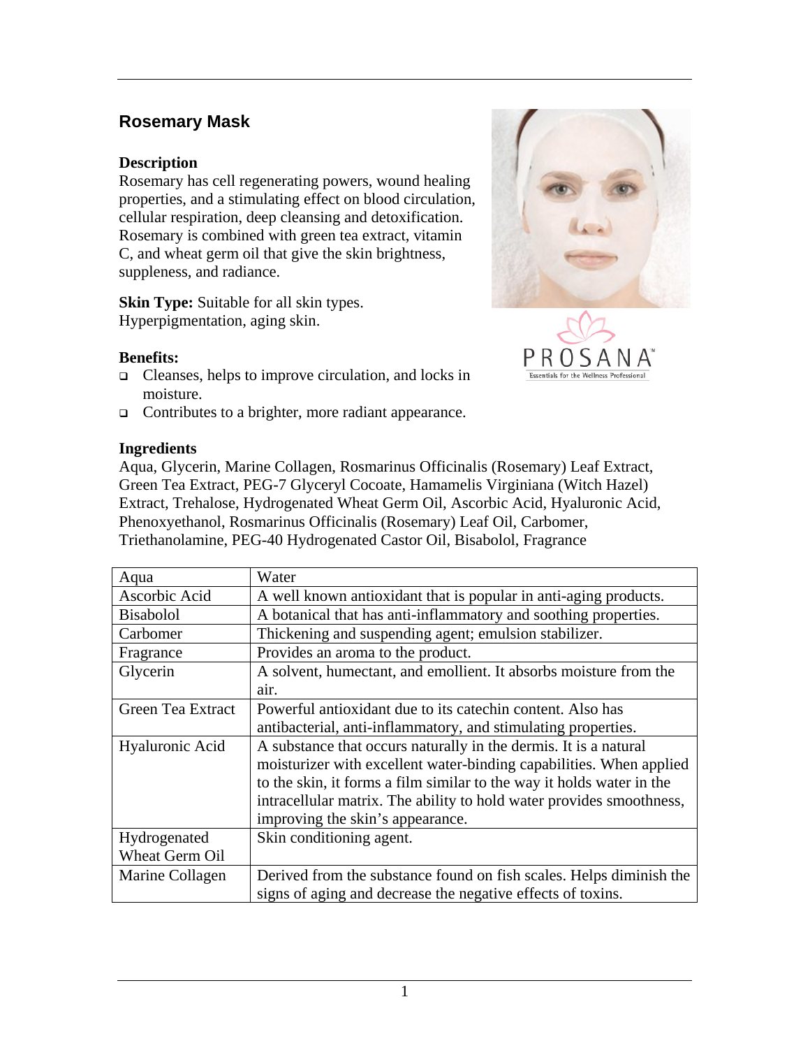## Rosemary Mask

### Description

Rosemary has cell regenerating powers, wound healing properties, and a stimulating effect on blood circulation, cellular respiration, deep cleansing and detoxification. Rosemary is combined with green tea extract, vitamin C, and wheat germ oil that give the skin brightness, suppleness, and radiance.

**Skin Type:** Suitable for all skin types. Hyperpigmentation, aging skin.

### Benefits:

- Cleanses, helps to improve circulation, and locks in moisture.
- Contributes to a brighter, more radiant appearance.

### Ingredients

Aqua, Glycerin, Marine Collagen, Rosmarinus Officinalis (Rosemary) Leaf Extract, Green Tea Extract, PEG-7 Glyceryl Cocoate, Hamamelis Virginiana (Witch Hazel) Extract, Trehalose, Hydrogenated Wheat Germ Oil, Ascorbic Acid, Hyaluronic Acid, Phenoxyethanol, Rosmarinus Officinalis (Rosemary) Leaf Oil, Carbomer, Triethanolamine, PEG-40 Hydrogenated Castor Oil, Bisabolol, Fragrance

| Ingredient | Description |
|---|---|
| Aqua | Water |
| Ascorbic Acid | A well known antioxidant that is popular in anti-aging products. |
| Bisabolol | A botanical that has anti-inflammatory and soothing properties. |
| Carbomer | Thickening and suspending agent; emulsion stabilizer. |
| Fragrance | Provides an aroma to the product. |
| Glycerin | A solvent, humectant, and emollient. It absorbs moisture from the air. |
| Green Tea Extract | Powerful antioxidant due to its catechin content. Also has antibacterial, anti-inflammatory, and stimulating properties. |
| Hyaluronic Acid | A substance that occurs naturally in the dermis. It is a natural moisturizer with excellent water-binding capabilities. When applied to the skin, it forms a film similar to the way it holds water in the intracellular matrix. The ability to hold water provides smoothness, improving the skin's appearance. |
| Hydrogenated Wheat Germ Oil | Skin conditioning agent. |
| Marine Collagen | Derived from the substance found on fish scales. Helps diminish the signs of aging and decrease the negative effects of toxins. |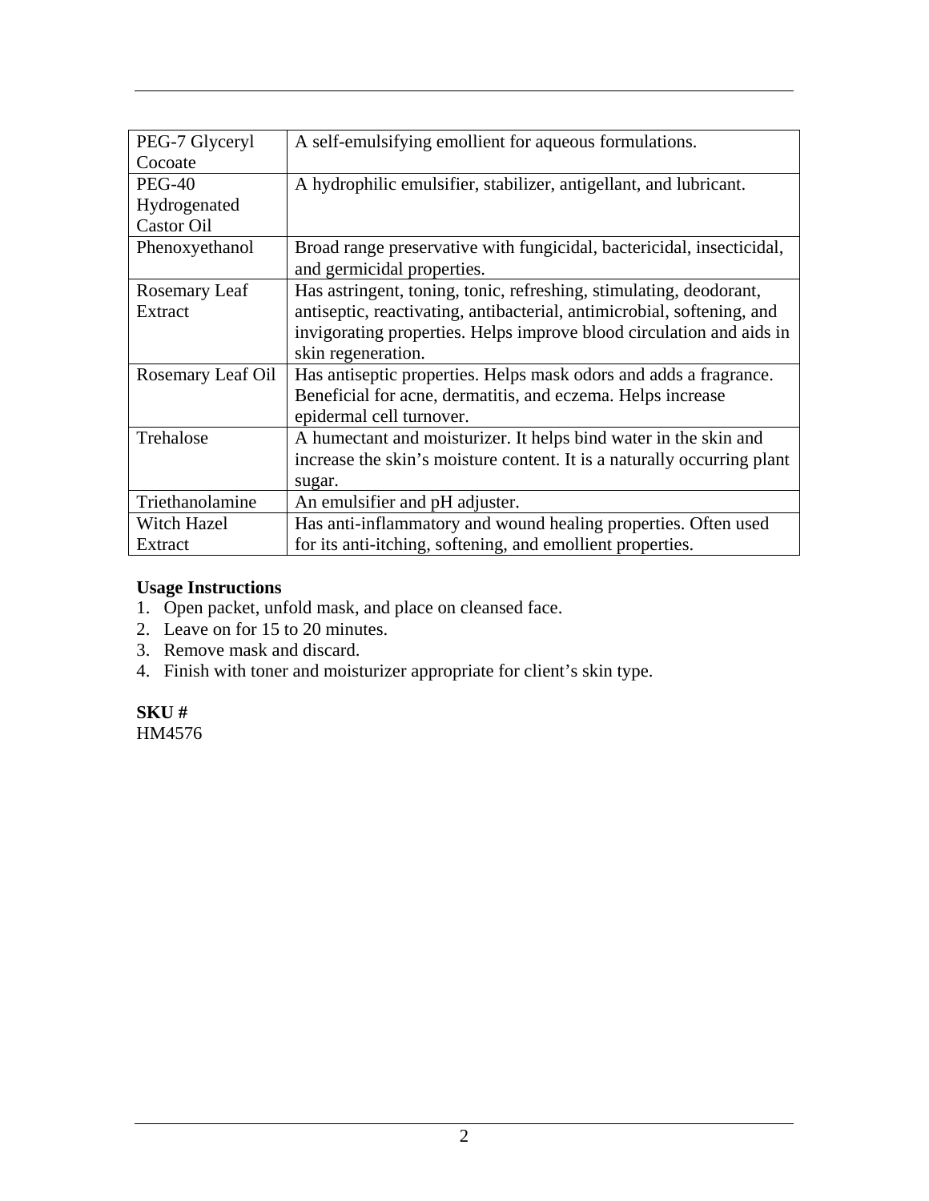| | |
|---|---|
| PEG-7 Glyceryl Cocoate | A self-emulsifying emollient for aqueous formulations. |
| PEG-40 Hydrogenated Castor Oil | A hydrophilic emulsifier, stabilizer, antigellant, and lubricant. |
| Phenoxyethanol | Broad range preservative with fungicidal, bactericidal, insecticidal, and germicidal properties. |
| Rosemary Leaf Extract | Has astringent, toning, tonic, refreshing, stimulating, deodorant, antiseptic, reactivating, antibacterial, antimicrobial, softening, and invigorating properties. Helps improve blood circulation and aids in skin regeneration. |
| Rosemary Leaf Oil | Has antiseptic properties. Helps mask odors and adds a fragrance. Beneficial for acne, dermatitis, and eczema. Helps increase epidermal cell turnover. |
| Trehalose | A humectant and moisturizer. It helps bind water in the skin and increase the skin's moisture content. It is a naturally occurring plant sugar. |
| Triethanolamine | An emulsifier and pH adjuster. |
| Witch Hazel Extract | Has anti-inflammatory and wound healing properties. Often used for its anti-itching, softening, and emollient properties. |

**Usage Instructions**

1. Open packet, unfold mask, and place on cleansed face.
2. Leave on for 15 to 20 minutes.
3. Remove mask and discard.
4. Finish with toner and moisturizer appropriate for client's skin type.

**SKU #**

HM4576